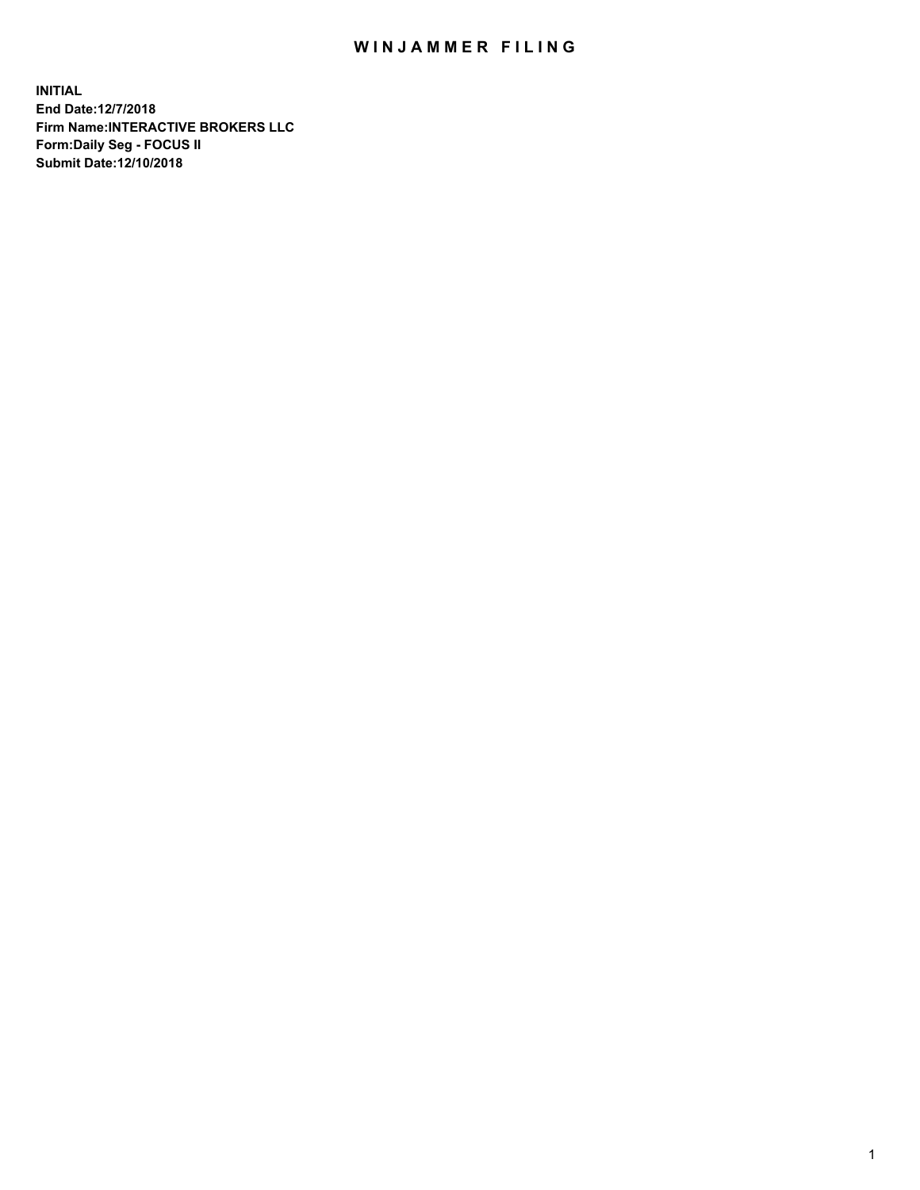# WINJAMMER FILING

**INITIAL**
**End Date:12/7/2018**
**Firm Name:INTERACTIVE BROKERS LLC**
**Form:Daily Seg - FOCUS II**
**Submit Date:12/10/2018**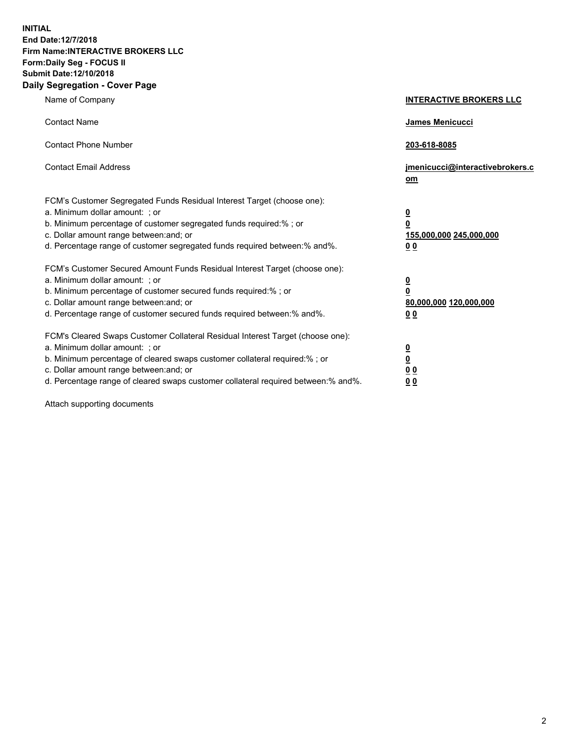**INITIAL**
**End Date:12/7/2018**
**Firm Name:INTERACTIVE BROKERS LLC**
**Form:Daily Seg - FOCUS II**
**Submit Date:12/10/2018**
**Daily Segregation - Cover Page**

| | |
|---|---|
| Name of Company | **INTERACTIVE BROKERS LLC** |
| Contact Name | **James Menicucci** |
| Contact Phone Number | **203-618-8085** |
| Contact Email Address | **jmenicucci@interactivebrokers.com** |
| FCM's Customer Segregated Funds Residual Interest Target (choose one): | |
| a. Minimum dollar amount: ; or | **0** |
| b. Minimum percentage of customer segregated funds required:% ; or | **0** |
| c. Dollar amount range between:and; or | **155,000,000 245,000,000** |
| d. Percentage range of customer segregated funds required between:% and%. | **0 0** |
| FCM's Customer Secured Amount Funds Residual Interest Target (choose one): | |
| a. Minimum dollar amount: ; or | **0** |
| b. Minimum percentage of customer secured funds required:% ; or | **0** |
| c. Dollar amount range between:and; or | **80,000,000 120,000,000** |
| d. Percentage range of customer secured funds required between:% and%. | **0 0** |
| FCM's Cleared Swaps Customer Collateral Residual Interest Target (choose one): | |
| a. Minimum dollar amount: ; or | **0** |
| b. Minimum percentage of cleared swaps customer collateral required:% ; or | **0** |
| c. Dollar amount range between:and; or | **0 0** |
| d. Percentage range of cleared swaps customer collateral required between:% and%. | **0 0** |

Attach supporting documents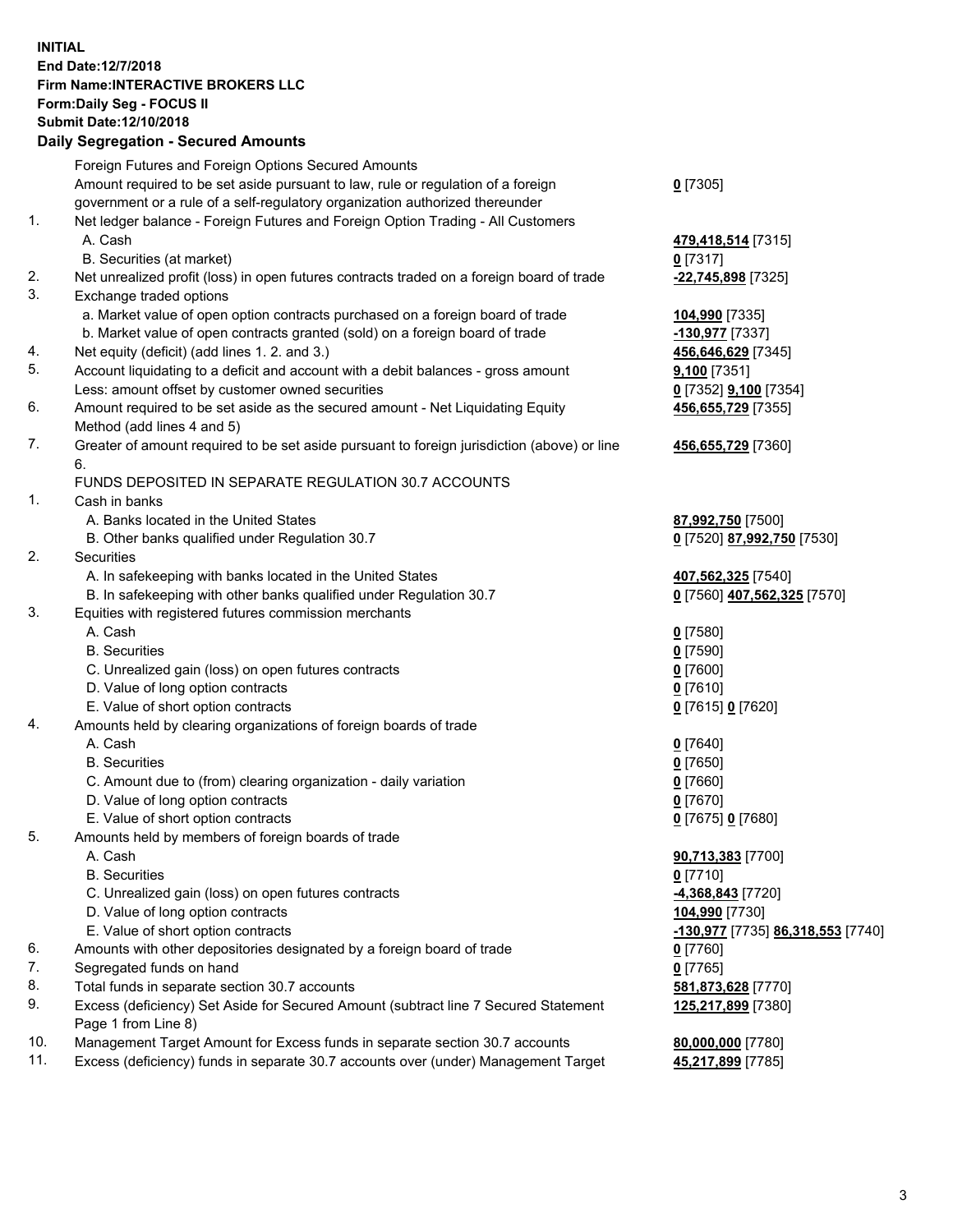**INITIAL**
**End Date:12/7/2018**
**Firm Name:INTERACTIVE BROKERS LLC**
**Form:Daily Seg - FOCUS II**
**Submit Date:12/10/2018**

**Daily Segregation - Secured Amounts**

| | | |
|---|---|---|
| | Foreign Futures and Foreign Options Secured Amounts | |
| | Amount required to be set aside pursuant to law, rule or regulation of a foreign government or a rule of a self-regulatory organization authorized thereunder | **0** [7305] |
| 1. | Net ledger balance - Foreign Futures and Foreign Option Trading - All Customers | |
| | A. Cash | **479,418,514** [7315] |
| | B. Securities (at market) | **0** [7317] |
| 2. | Net unrealized profit (loss) in open futures contracts traded on a foreign board of trade | **-22,745,898** [7325] |
| 3. | Exchange traded options | |
| | a. Market value of open option contracts purchased on a foreign board of trade | **104,990** [7335] |
| | b. Market value of open contracts granted (sold) on a foreign board of trade | **-130,977** [7337] |
| 4. | Net equity (deficit) (add lines 1. 2. and 3.) | **456,646,629** [7345] |
| 5. | Account liquidating to a deficit and account with a debit balances - gross amount | **9,100** [7351] |
| | Less: amount offset by customer owned securities | **0** [7352] **9,100** [7354] |
| 6. | Amount required to be set aside as the secured amount - Net Liquidating Equity Method (add lines 4 and 5) | **456,655,729** [7355] |
| 7. | Greater of amount required to be set aside pursuant to foreign jurisdiction (above) or line 6. | **456,655,729** [7360] |
| | FUNDS DEPOSITED IN SEPARATE REGULATION 30.7 ACCOUNTS | |
| 1. | Cash in banks | |
| | A. Banks located in the United States | **87,992,750** [7500] |
| | B. Other banks qualified under Regulation 30.7 | **0** [7520] **87,992,750** [7530] |
| 2. | Securities | |
| | A. In safekeeping with banks located in the United States | **407,562,325** [7540] |
| | B. In safekeeping with other banks qualified under Regulation 30.7 | **0** [7560] **407,562,325** [7570] |
| 3. | Equities with registered futures commission merchants | |
| | A. Cash | **0** [7580] |
| | B. Securities | **0** [7590] |
| | C. Unrealized gain (loss) on open futures contracts | **0** [7600] |
| | D. Value of long option contracts | **0** [7610] |
| | E. Value of short option contracts | **0** [7615] **0** [7620] |
| 4. | Amounts held by clearing organizations of foreign boards of trade | |
| | A. Cash | **0** [7640] |
| | B. Securities | **0** [7650] |
| | C. Amount due to (from) clearing organization - daily variation | **0** [7660] |
| | D. Value of long option contracts | **0** [7670] |
| | E. Value of short option contracts | **0** [7675] **0** [7680] |
| 5. | Amounts held by members of foreign boards of trade | |
| | A. Cash | **90,713,383** [7700] |
| | B. Securities | **0** [7710] |
| | C. Unrealized gain (loss) on open futures contracts | **-4,368,843** [7720] |
| | D. Value of long option contracts | **104,990** [7730] |
| | E. Value of short option contracts | **-130,977** [7735] **86,318,553** [7740] |
| 6. | Amounts with other depositories designated by a foreign board of trade | **0** [7760] |
| 7. | Segregated funds on hand | **0** [7765] |
| 8. | Total funds in separate section 30.7 accounts | **581,873,628** [7770] |
| 9. | Excess (deficiency) Set Aside for Secured Amount (subtract line 7 Secured Statement Page 1 from Line 8) | **125,217,899** [7380] |
| 10. | Management Target Amount for Excess funds in separate section 30.7 accounts | **80,000,000** [7780] |
| 11. | Excess (deficiency) funds in separate 30.7 accounts over (under) Management Target | **45,217,899** [7785] |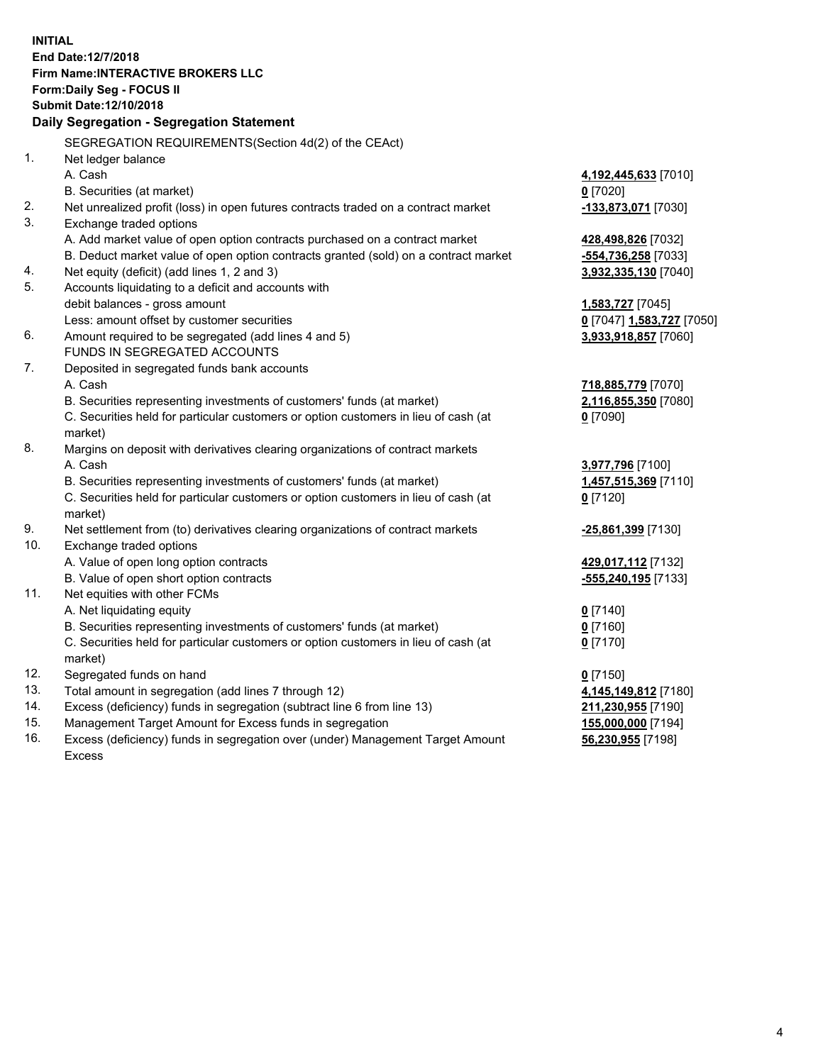**INITIAL**
**End Date:12/7/2018**
**Firm Name:INTERACTIVE BROKERS LLC**
**Form:Daily Seg - FOCUS II**
**Submit Date:12/10/2018**
**Daily Segregation - Segregation Statement**

SEGREGATION REQUIREMENTS(Section 4d(2) of the CEAct)

| | | |
|---|---|---|
| 1. | Net ledger balance | |
| | A. Cash | 4,192,445,633 [7010] |
| | B. Securities (at market) | 0 [7020] |
| 2. | Net unrealized profit (loss) in open futures contracts traded on a contract market | -133,873,071 [7030] |
| 3. | Exchange traded options | |
| | A. Add market value of open option contracts purchased on a contract market | 428,498,826 [7032] |
| | B. Deduct market value of open option contracts granted (sold) on a contract market | -554,736,258 [7033] |
| 4. | Net equity (deficit) (add lines 1, 2 and 3) | 3,932,335,130 [7040] |
| 5. | Accounts liquidating to a deficit and accounts with debit balances - gross amount | 1,583,727 [7045] |
| | Less: amount offset by customer securities | 0 [7047] 1,583,727 [7050] |
| 6. | Amount required to be segregated (add lines 4 and 5) | 3,933,918,857 [7060] |
| | FUNDS IN SEGREGATED ACCOUNTS | |
| 7. | Deposited in segregated funds bank accounts | |
| | A. Cash | 718,885,779 [7070] |
| | B. Securities representing investments of customers' funds (at market) | 2,116,855,350 [7080] |
| | C. Securities held for particular customers or option customers in lieu of cash (at market) | 0 [7090] |
| 8. | Margins on deposit with derivatives clearing organizations of contract markets | |
| | A. Cash | 3,977,796 [7100] |
| | B. Securities representing investments of customers' funds (at market) | 1,457,515,369 [7110] |
| | C. Securities held for particular customers or option customers in lieu of cash (at market) | 0 [7120] |
| 9. | Net settlement from (to) derivatives clearing organizations of contract markets | -25,861,399 [7130] |
| 10. | Exchange traded options | |
| | A. Value of open long option contracts | 429,017,112 [7132] |
| | B. Value of open short option contracts | -555,240,195 [7133] |
| 11. | Net equities with other FCMs | |
| | A. Net liquidating equity | 0 [7140] |
| | B. Securities representing investments of customers' funds (at market) | 0 [7160] |
| | C. Securities held for particular customers or option customers in lieu of cash (at market) | 0 [7170] |
| 12. | Segregated funds on hand | 0 [7150] |
| 13. | Total amount in segregation (add lines 7 through 12) | 4,145,149,812 [7180] |
| 14. | Excess (deficiency) funds in segregation (subtract line 6 from line 13) | 211,230,955 [7190] |
| 15. | Management Target Amount for Excess funds in segregation | 155,000,000 [7194] |
| 16. | Excess (deficiency) funds in segregation over (under) Management Target Amount Excess | 56,230,955 [7198] |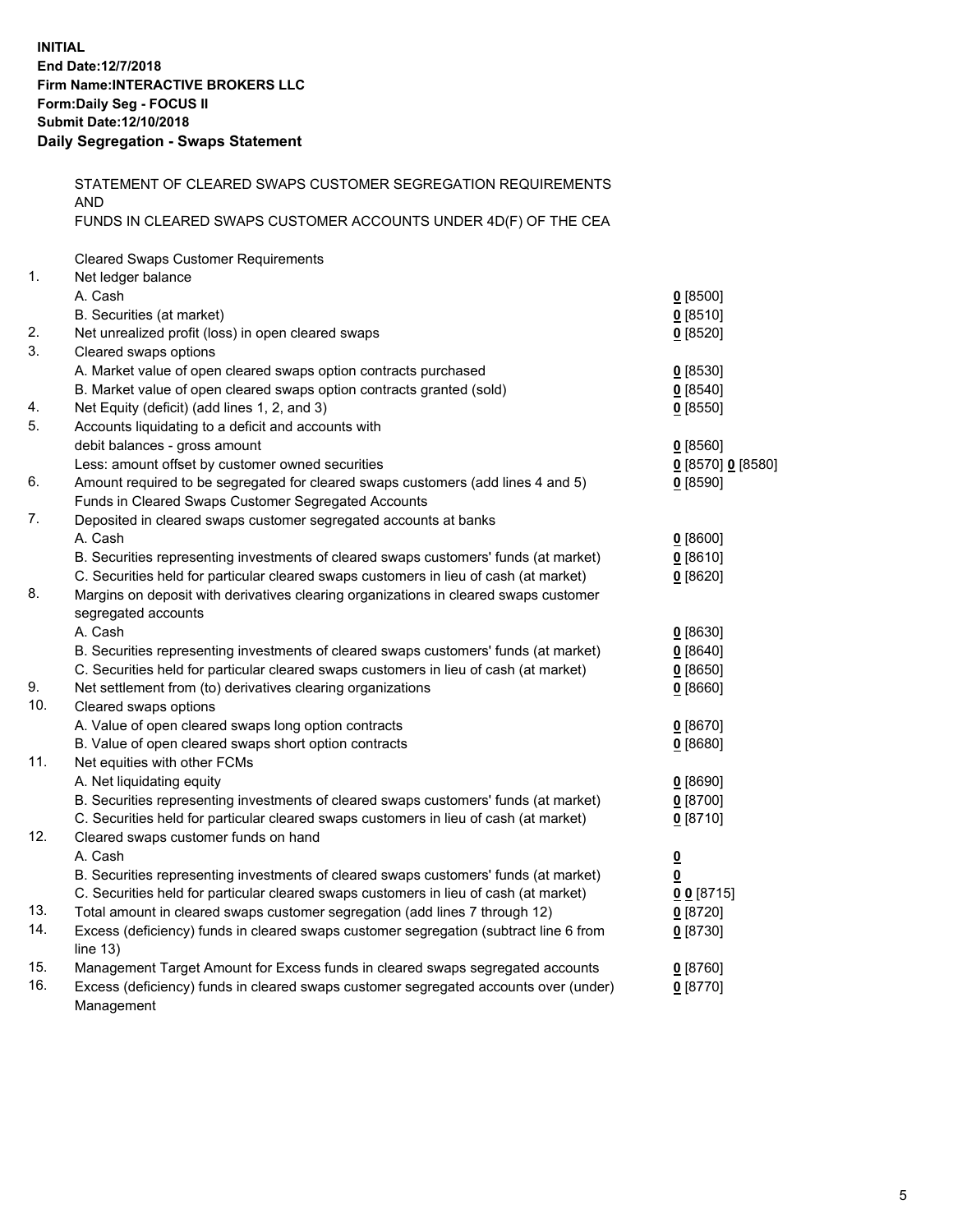**INITIAL**
**End Date:12/7/2018**
**Firm Name:INTERACTIVE BROKERS LLC**
**Form:Daily Seg - FOCUS II**
**Submit Date:12/10/2018**
**Daily Segregation - Swaps Statement**

STATEMENT OF CLEARED SWAPS CUSTOMER SEGREGATION REQUIREMENTS
AND
FUNDS IN CLEARED SWAPS CUSTOMER ACCOUNTS UNDER 4D(F) OF THE CEA

| | | |
|---|---|---|
| | Cleared Swaps Customer Requirements | |
| 1. | Net ledger balance | |
| | A. Cash | 0 [8500] |
| | B. Securities (at market) | 0 [8510] |
| 2. | Net unrealized profit (loss) in open cleared swaps | 0 [8520] |
| 3. | Cleared swaps options | |
| | A. Market value of open cleared swaps option contracts purchased | 0 [8530] |
| | B. Market value of open cleared swaps option contracts granted (sold) | 0 [8540] |
| 4. | Net Equity (deficit) (add lines 1, 2, and 3) | 0 [8550] |
| 5. | Accounts liquidating to a deficit and accounts with | |
| | debit balances - gross amount | 0 [8560] |
| | Less: amount offset by customer owned securities | 0 [8570] 0 [8580] |
| 6. | Amount required to be segregated for cleared swaps customers (add lines 4 and 5) | 0 [8590] |
| | Funds in Cleared Swaps Customer Segregated Accounts | |
| 7. | Deposited in cleared swaps customer segregated accounts at banks | |
| | A. Cash | 0 [8600] |
| | B. Securities representing investments of cleared swaps customers' funds (at market) | 0 [8610] |
| | C. Securities held for particular cleared swaps customers in lieu of cash (at market) | 0 [8620] |
| 8. | Margins on deposit with derivatives clearing organizations in cleared swaps customer segregated accounts | |
| | A. Cash | 0 [8630] |
| | B. Securities representing investments of cleared swaps customers' funds (at market) | 0 [8640] |
| | C. Securities held for particular cleared swaps customers in lieu of cash (at market) | 0 [8650] |
| 9. | Net settlement from (to) derivatives clearing organizations | 0 [8660] |
| 10. | Cleared swaps options | |
| | A. Value of open cleared swaps long option contracts | 0 [8670] |
| | B. Value of open cleared swaps short option contracts | 0 [8680] |
| 11. | Net equities with other FCMs | |
| | A. Net liquidating equity | 0 [8690] |
| | B. Securities representing investments of cleared swaps customers' funds (at market) | 0 [8700] |
| | C. Securities held for particular cleared swaps customers in lieu of cash (at market) | 0 [8710] |
| 12. | Cleared swaps customer funds on hand | |
| | A. Cash | 0 |
| | B. Securities representing investments of cleared swaps customers' funds (at market) | 0 |
| | C. Securities held for particular cleared swaps customers in lieu of cash (at market) | 0 0 [8715] |
| 13. | Total amount in cleared swaps customer segregation (add lines 7 through 12) | 0 [8720] |
| 14. | Excess (deficiency) funds in cleared swaps customer segregation (subtract line 6 from line 13) | 0 [8730] |
| 15. | Management Target Amount for Excess funds in cleared swaps segregated accounts | 0 [8760] |
| 16. | Excess (deficiency) funds in cleared swaps customer segregated accounts over (under) Management | 0 [8770] |